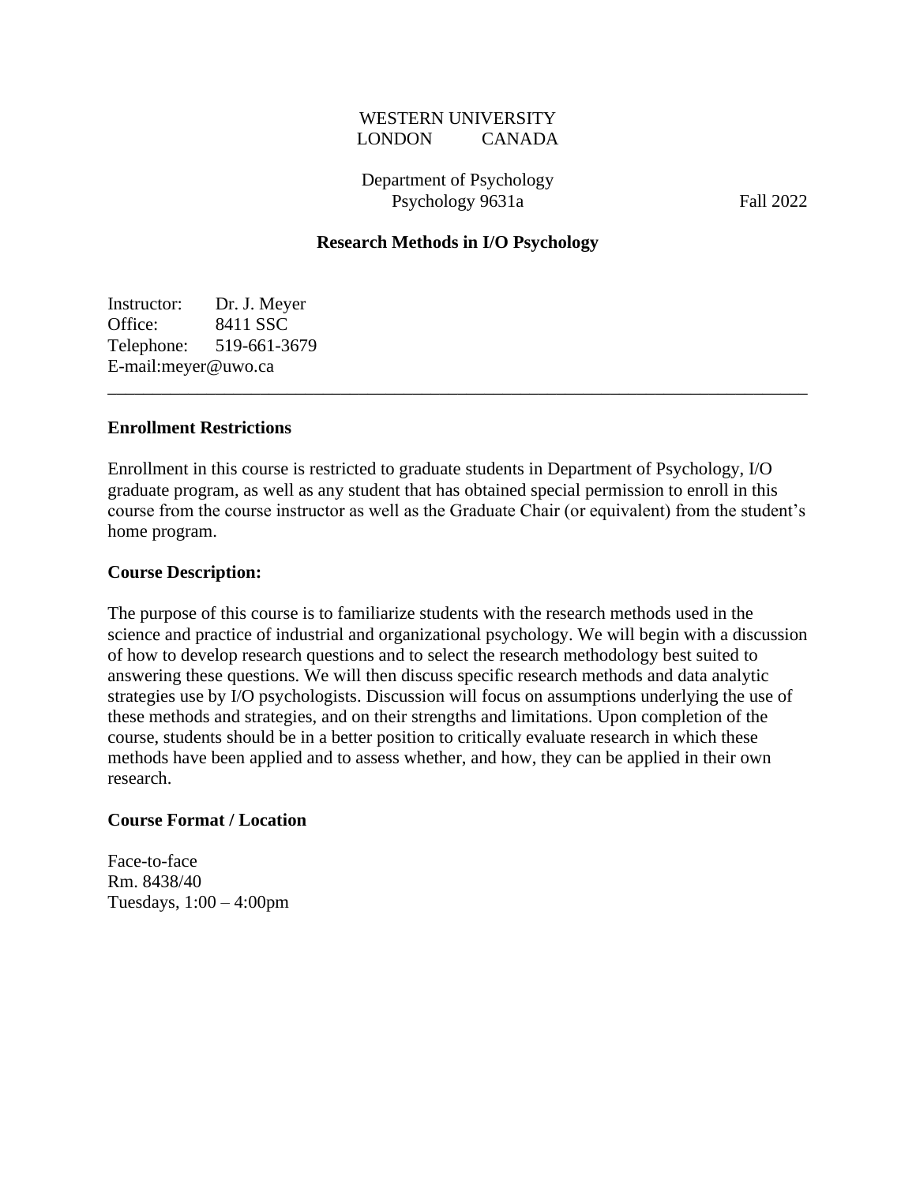WESTERN UNIVERSITY
LONDON CANADA

Department of Psychology
Psychology 9631a Fall 2022

# Research Methods in I/O Psychology

Instructor: Dr. J. Meyer
Office: 8411 SSC
Telephone: 519-661-3679
E-mail:meyer@uwo.ca

---

## Enrollment Restrictions

Enrollment in this course is restricted to graduate students in Department of Psychology, I/O graduate program, as well as any student that has obtained special permission to enroll in this course from the course instructor as well as the Graduate Chair (or equivalent) from the student's home program.

## Course Description:

The purpose of this course is to familiarize students with the research methods used in the science and practice of industrial and organizational psychology. We will begin with a discussion of how to develop research questions and to select the research methodology best suited to answering these questions. We will then discuss specific research methods and data analytic strategies use by I/O psychologists. Discussion will focus on assumptions underlying the use of these methods and strategies, and on their strengths and limitations. Upon completion of the course, students should be in a better position to critically evaluate research in which these methods have been applied and to assess whether, and how, they can be applied in their own research.

## Course Format / Location

Face-to-face
Rm. 8438/40
Tuesdays, 1:00 – 4:00pm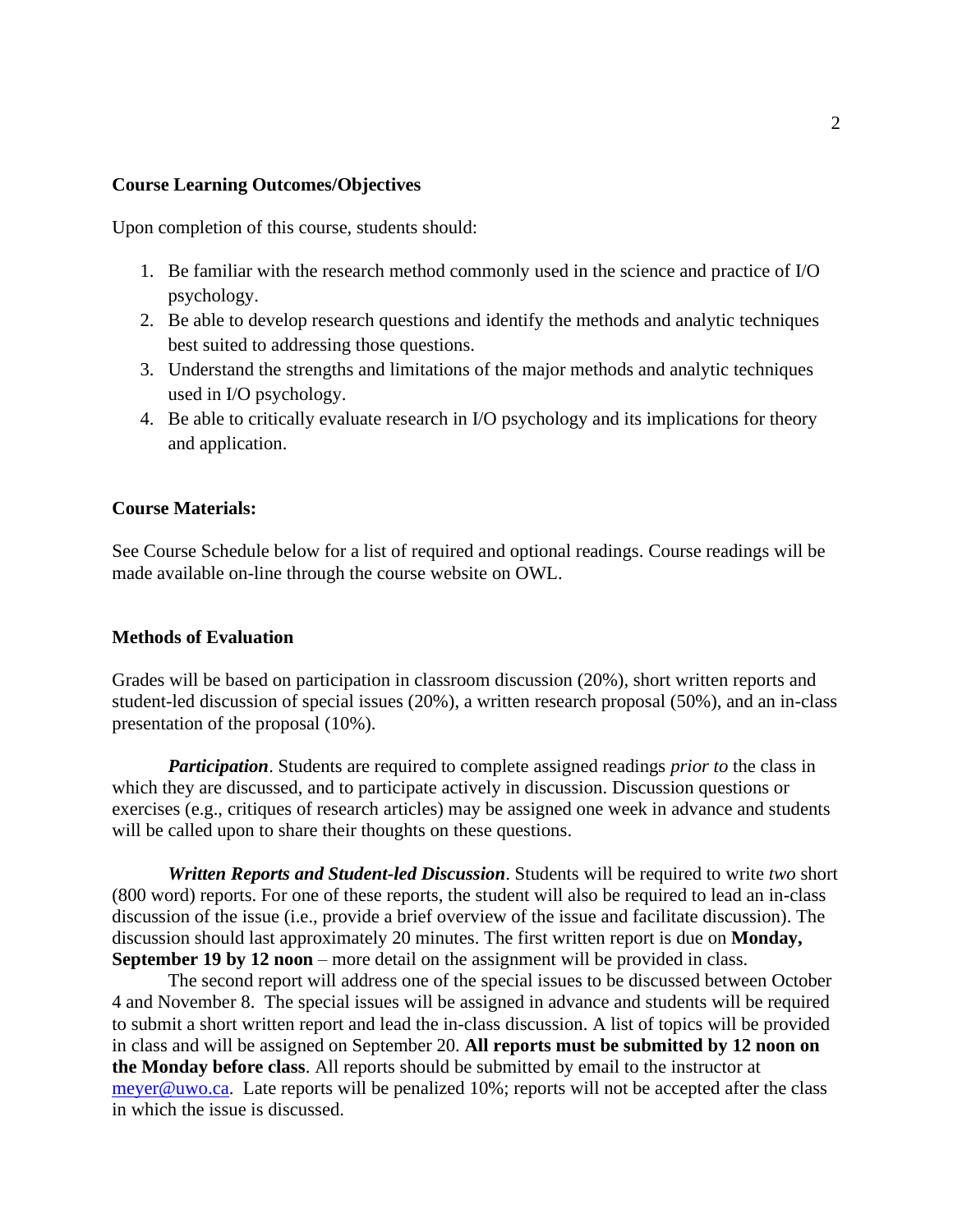**Course Learning Outcomes/Objectives**

Upon completion of this course, students should:

1. Be familiar with the research method commonly used in the science and practice of I/O psychology.
2. Be able to develop research questions and identify the methods and analytic techniques best suited to addressing those questions.
3. Understand the strengths and limitations of the major methods and analytic techniques used in I/O psychology.
4. Be able to critically evaluate research in I/O psychology and its implications for theory and application.

**Course Materials:**

See Course Schedule below for a list of required and optional readings. Course readings will be made available on-line through the course website on OWL.

**Methods of Evaluation**

Grades will be based on participation in classroom discussion (20%), short written reports and student-led discussion of special issues (20%), a written research proposal (50%), and an in-class presentation of the proposal (10%).

***Participation***. Students are required to complete assigned readings *prior to* the class in which they are discussed, and to participate actively in discussion. Discussion questions or exercises (e.g., critiques of research articles) may be assigned one week in advance and students will be called upon to share their thoughts on these questions.

***Written Reports and Student-led Discussion***. Students will be required to write *two* short (800 word) reports. For one of these reports, the student will also be required to lead an in-class discussion of the issue (i.e., provide a brief overview of the issue and facilitate discussion). The discussion should last approximately 20 minutes. The first written report is due on **Monday, September 19 by 12 noon** – more detail on the assignment will be provided in class.

The second report will address one of the special issues to be discussed between October 4 and November 8. The special issues will be assigned in advance and students will be required to submit a short written report and lead the in-class discussion. A list of topics will be provided in class and will be assigned on September 20. **All reports must be submitted by 12 noon on the Monday before class**. All reports should be submitted by email to the instructor at meyer@uwo.ca. Late reports will be penalized 10%; reports will not be accepted after the class in which the issue is discussed.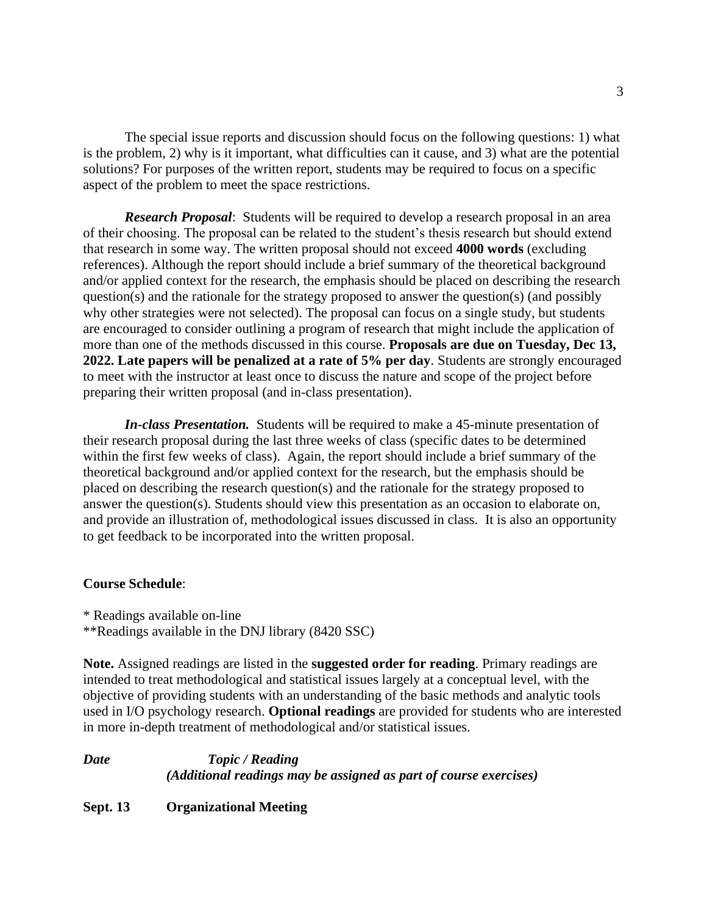The special issue reports and discussion should focus on the following questions: 1) what is the problem, 2) why is it important, what difficulties can it cause, and 3) what are the potential solutions? For purposes of the written report, students may be required to focus on a specific aspect of the problem to meet the space restrictions.

***Research Proposal***: Students will be required to develop a research proposal in an area of their choosing. The proposal can be related to the student's thesis research but should extend that research in some way. The written proposal should not exceed **4000 words** (excluding references). Although the report should include a brief summary of the theoretical background and/or applied context for the research, the emphasis should be placed on describing the research question(s) and the rationale for the strategy proposed to answer the question(s) (and possibly why other strategies were not selected). The proposal can focus on a single study, but students are encouraged to consider outlining a program of research that might include the application of more than one of the methods discussed in this course. **Proposals are due on Tuesday, Dec 13, 2022. Late papers will be penalized at a rate of 5% per day**. Students are strongly encouraged to meet with the instructor at least once to discuss the nature and scope of the project before preparing their written proposal (and in-class presentation).

***In-class Presentation.*** Students will be required to make a 45-minute presentation of their research proposal during the last three weeks of class (specific dates to be determined within the first few weeks of class). Again, the report should include a brief summary of the theoretical background and/or applied context for the research, but the emphasis should be placed on describing the research question(s) and the rationale for the strategy proposed to answer the question(s). Students should view this presentation as an occasion to elaborate on, and provide an illustration of, methodological issues discussed in class. It is also an opportunity to get feedback to be incorporated into the written proposal.

**Course Schedule**:

* Readings available on-line
**Readings available in the DNJ library (8420 SSC)

**Note.** Assigned readings are listed in the **suggested order for reading**. Primary readings are intended to treat methodological and statistical issues largely at a conceptual level, with the objective of providing students with an understanding of the basic methods and analytic tools used in I/O psychology research. **Optional readings** are provided for students who are interested in more in-depth treatment of methodological and/or statistical issues.

***Date*** ***Topic / Reading***
***(Additional readings may be assigned as part of course exercises)***

**Sept. 13** **Organizational Meeting**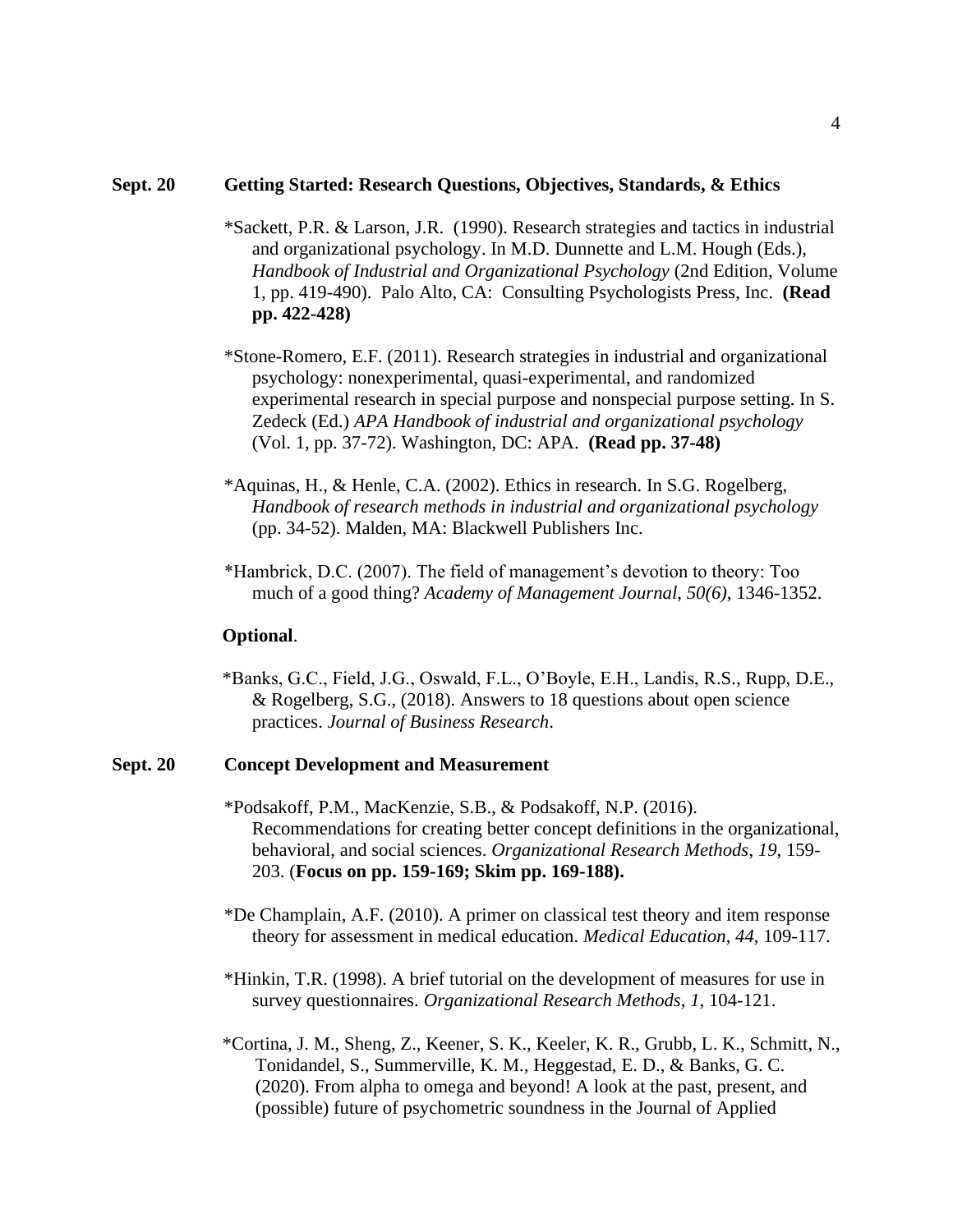**Sept. 20 Getting Started: Research Questions, Objectives, Standards, & Ethics**

*Sackett, P.R. & Larson, J.R. (1990). Research strategies and tactics in industrial and organizational psychology. In M.D. Dunnette and L.M. Hough (Eds.), *Handbook of Industrial and Organizational Psychology* (2nd Edition, Volume 1, pp. 419-490). Palo Alto, CA: Consulting Psychologists Press, Inc. **(Read pp. 422-428)**

*Stone-Romero, E.F. (2011). Research strategies in industrial and organizational psychology: nonexperimental, quasi-experimental, and randomized experimental research in special purpose and nonspecial purpose setting. In S. Zedeck (Ed.) *APA Handbook of industrial and organizational psychology* (Vol. 1, pp. 37-72). Washington, DC: APA. **(Read pp. 37-48)**

*Aquinas, H., & Henle, C.A. (2002). Ethics in research. In S.G. Rogelberg, *Handbook of research methods in industrial and organizational psychology* (pp. 34-52). Malden, MA: Blackwell Publishers Inc.

*Hambrick, D.C. (2007). The field of management's devotion to theory: Too much of a good thing? *Academy of Management Journal, 50(6)*, 1346-1352.

**Optional**.

*Banks, G.C., Field, J.G., Oswald, F.L., O'Boyle, E.H., Landis, R.S., Rupp, D.E., & Rogelberg, S.G., (2018). Answers to 18 questions about open science practices. *Journal of Business Research*.

**Sept. 20 Concept Development and Measurement**

*Podsakoff, P.M., MacKenzie, S.B., & Podsakoff, N.P. (2016). Recommendations for creating better concept definitions in the organizational, behavioral, and social sciences. *Organizational Research Methods*, *19*, 159-203. (**Focus on pp. 159-169; Skim pp. 169-188).**

*De Champlain, A.F. (2010). A primer on classical test theory and item response theory for assessment in medical education. *Medical Education*, *44*, 109-117.

*Hinkin, T.R. (1998). A brief tutorial on the development of measures for use in survey questionnaires. *Organizational Research Methods*, *1*, 104-121.

*Cortina, J. M., Sheng, Z., Keener, S. K., Keeler, K. R., Grubb, L. K., Schmitt, N., Tonidandel, S., Summerville, K. M., Heggestad, E. D., & Banks, G. C. (2020). From alpha to omega and beyond! A look at the past, present, and (possible) future of psychometric soundness in the Journal of Applied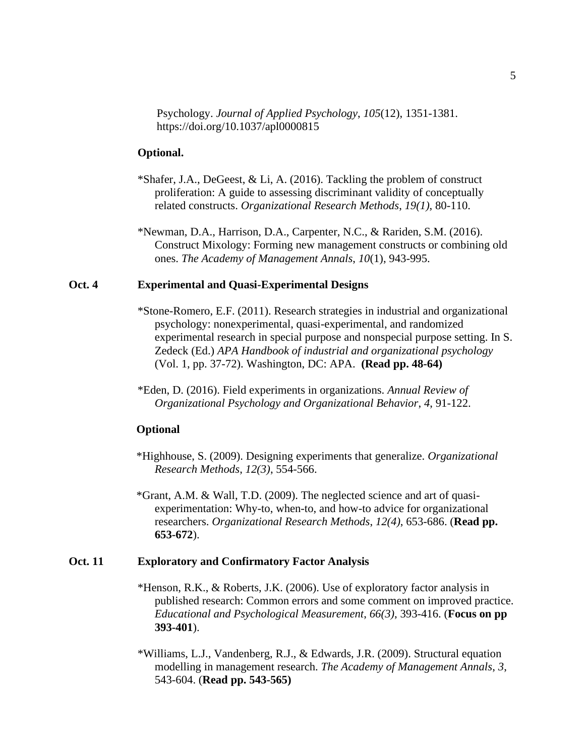Psychology. *Journal of Applied Psychology*, *105*(12), 1351-1381. https://doi.org/10.1037/apl0000815

**Optional.**

*Shafer, J.A., DeGeest, & Li, A. (2016). Tackling the problem of construct proliferation: A guide to assessing discriminant validity of conceptually related constructs. *Organizational Research Methods*, *19(1)*, 80-110.

*Newman, D.A., Harrison, D.A., Carpenter, N.C., & Rariden, S.M. (2016). Construct Mixology: Forming new management constructs or combining old ones. *The Academy of Management Annals*, *10*(1), 943-995.

**Oct. 4 Experimental and Quasi-Experimental Designs**

*Stone-Romero, E.F. (2011). Research strategies in industrial and organizational psychology: nonexperimental, quasi-experimental, and randomized experimental research in special purpose and nonspecial purpose setting. In S. Zedeck (Ed.) *APA Handbook of industrial and organizational psychology* (Vol. 1, pp. 37-72). Washington, DC: APA. **(Read pp. 48-64)**

*Eden, D. (2016). Field experiments in organizations. *Annual Review of Organizational Psychology and Organizational Behavior*, *4*, 91-122.

**Optional**

*Highhouse, S. (2009). Designing experiments that generalize. *Organizational Research Methods*, *12(3)*, 554-566.

*Grant, A.M. & Wall, T.D. (2009). The neglected science and art of quasi-experimentation: Why-to, when-to, and how-to advice for organizational researchers. *Organizational Research Methods*, *12(4)*, 653-686. (**Read pp. 653-672**).

**Oct. 11 Exploratory and Confirmatory Factor Analysis**

*Henson, R.K., & Roberts, J.K. (2006). Use of exploratory factor analysis in published research: Common errors and some comment on improved practice. *Educational and Psychological Measurement*, *66(3)*, 393-416. (**Focus on pp 393-401**).

*Williams, L.J., Vandenberg, R.J., & Edwards, J.R. (2009). Structural equation modelling in management research. *The Academy of Management Annals*, *3*, 543-604. (**Read pp. 543-565)**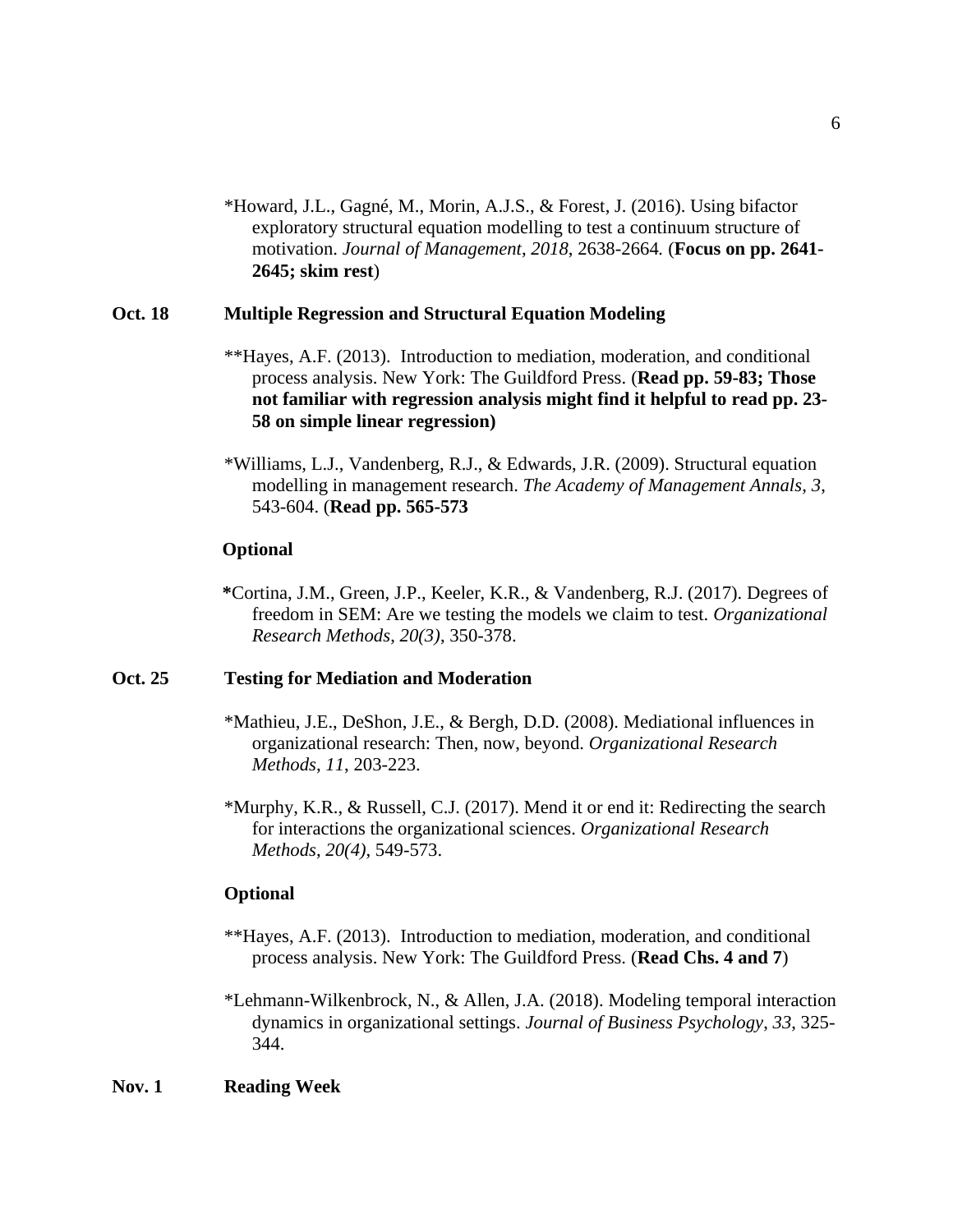*Howard, J.L., Gagné, M., Morin, A.J.S., & Forest, J. (2016). Using bifactor exploratory structural equation modelling to test a continuum structure of motivation. *Journal of Management*, *2018*, 2638-2664. (**Focus on pp. 2641-2645; skim rest**)

**Oct. 18 Multiple Regression and Structural Equation Modeling**

**Hayes, A.F. (2013). Introduction to mediation, moderation, and conditional process analysis. New York: The Guildford Press. (**Read pp. 59-83; Those not familiar with regression analysis might find it helpful to read pp. 23-58 on simple linear regression)**

*Williams, L.J., Vandenberg, R.J., & Edwards, J.R. (2009). Structural equation modelling in management research. *The Academy of Management Annals*, *3*, 543-604. (**Read pp. 565-573**

**Optional**

**\***Cortina, J.M., Green, J.P., Keeler, K.R., & Vandenberg, R.J. (2017). Degrees of freedom in SEM: Are we testing the models we claim to test. *Organizational Research Methods*, *20(3)*, 350-378.

**Oct. 25 Testing for Mediation and Moderation**

*Mathieu, J.E., DeShon, J.E., & Bergh, D.D. (2008). Mediational influences in organizational research: Then, now, beyond. *Organizational Research Methods*, *11*, 203-223.

*Murphy, K.R., & Russell, C.J. (2017). Mend it or end it: Redirecting the search for interactions the organizational sciences. *Organizational Research Methods*, *20(4)*, 549-573.

**Optional**

**Hayes, A.F. (2013). Introduction to mediation, moderation, and conditional process analysis. New York: The Guildford Press. (**Read Chs. 4 and 7**)

*Lehmann-Wilkenbrock, N., & Allen, J.A. (2018). Modeling temporal interaction dynamics in organizational settings. *Journal of Business Psychology*, *33*, 325-344.

**Nov. 1 Reading Week**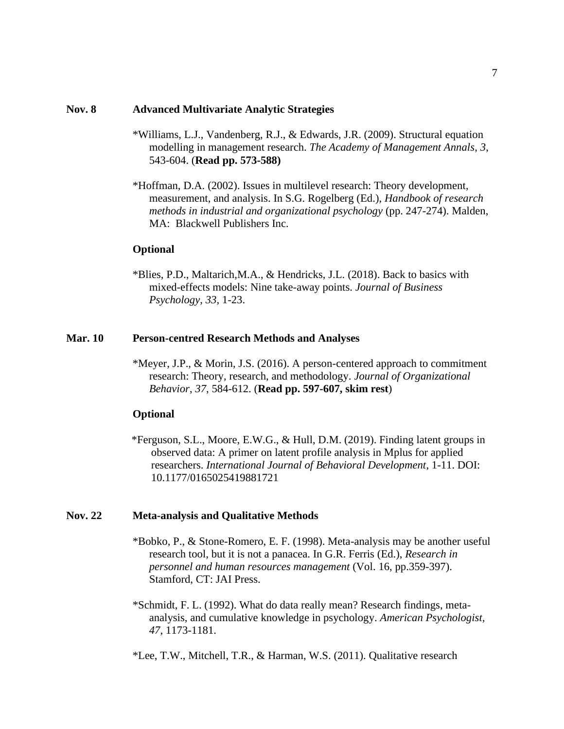**Nov. 8 Advanced Multivariate Analytic Strategies**

*Williams, L.J., Vandenberg, R.J., & Edwards, J.R. (2009). Structural equation modelling in management research. *The Academy of Management Annals*, *3*, 543-604. (**Read pp. 573-588)**

*Hoffman, D.A. (2002). Issues in multilevel research: Theory development, measurement, and analysis. In S.G. Rogelberg (Ed.), *Handbook of research methods in industrial and organizational psychology* (pp. 247-274). Malden, MA: Blackwell Publishers Inc.

**Optional**

*Blies, P.D., Maltarich,M.A., & Hendricks, J.L. (2018). Back to basics with mixed-effects models: Nine take-away points. *Journal of Business Psychology*, *33*, 1-23.

**Mar. 10 Person-centred Research Methods and Analyses**

*Meyer, J.P., & Morin, J.S. (2016). A person-centered approach to commitment research: Theory, research, and methodology. *Journal of Organizational Behavior*, *37*, 584-612. (**Read pp. 597-607, skim rest**)

**Optional**

*Ferguson, S.L., Moore, E.W.G., & Hull, D.M. (2019). Finding latent groups in observed data: A primer on latent profile analysis in Mplus for applied researchers. *International Journal of Behavioral Development*, 1-11. DOI: 10.1177/0165025419881721

**Nov. 22 Meta-analysis and Qualitative Methods**

*Bobko, P., & Stone-Romero, E. F. (1998). Meta-analysis may be another useful research tool, but it is not a panacea. In G.R. Ferris (Ed.), *Research in personnel and human resources management* (Vol. 16, pp.359-397). Stamford, CT: JAI Press.

*Schmidt, F. L. (1992). What do data really mean? Research findings, meta-analysis, and cumulative knowledge in psychology. *American Psychologist*, *47*, 1173-1181.

*Lee, T.W., Mitchell, T.R., & Harman, W.S. (2011). Qualitative research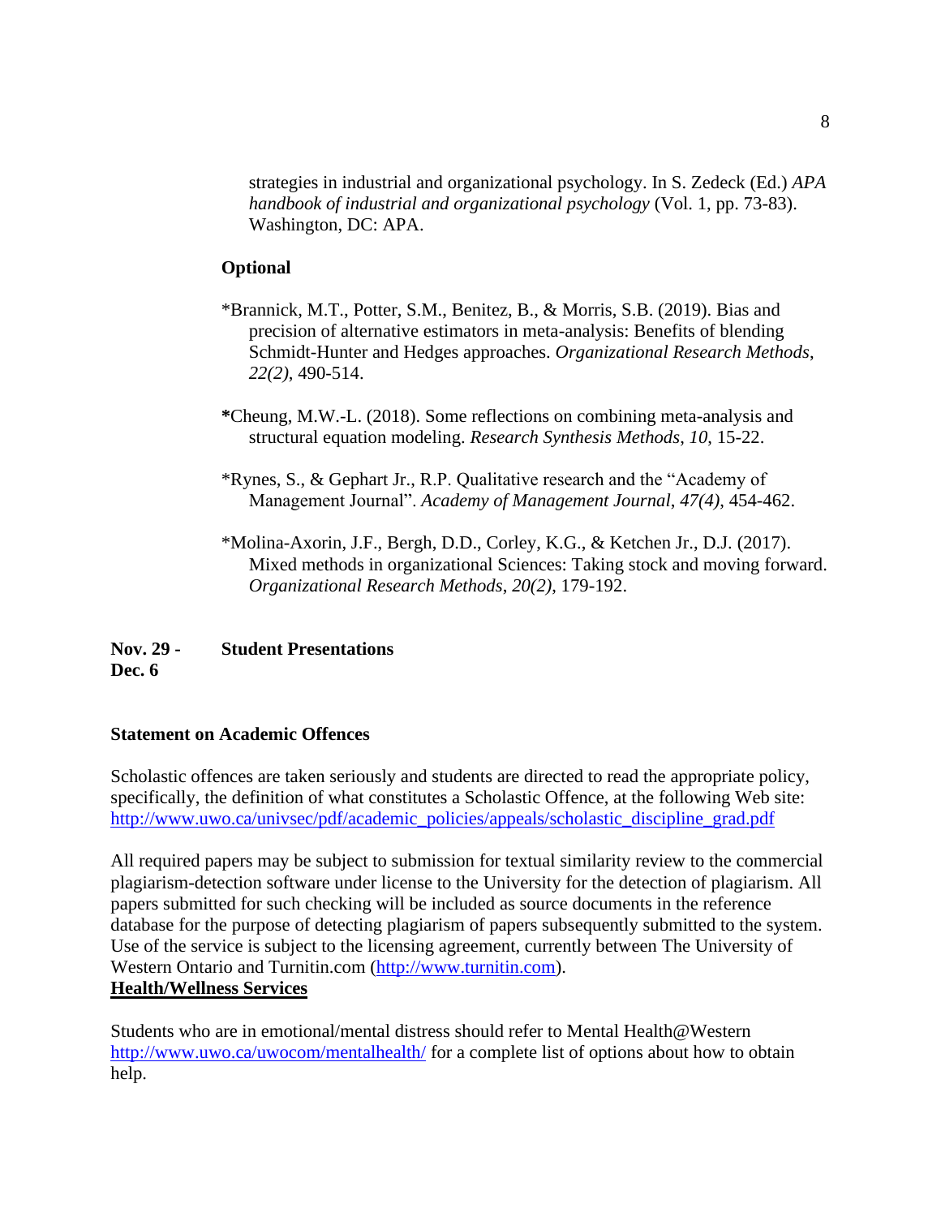strategies in industrial and organizational psychology. In S. Zedeck (Ed.) *APA handbook of industrial and organizational psychology* (Vol. 1, pp. 73-83). Washington, DC: APA.

**Optional**

*Brannick, M.T., Potter, S.M., Benitez, B., & Morris, S.B. (2019). Bias and precision of alternative estimators in meta-analysis: Benefits of blending Schmidt-Hunter and Hedges approaches. *Organizational Research Methods*, *22(2)*, 490-514.

*Cheung, M.W.-L. (2018). Some reflections on combining meta-analysis and structural equation modeling. *Research Synthesis Methods*, *10*, 15-22.

*Rynes, S., & Gephart Jr., R.P. Qualitative research and the "Academy of Management Journal". *Academy of Management Journal*, *47(4)*, 454-462.

*Molina-Axorin, J.F., Bergh, D.D., Corley, K.G., & Ketchen Jr., D.J. (2017). Mixed methods in organizational Sciences: Taking stock and moving forward. *Organizational Research Methods*, *20(2)*, 179-192.

**Nov. 29 - Dec. 6** **Student Presentations**

**Statement on Academic Offences**

Scholastic offences are taken seriously and students are directed to read the appropriate policy, specifically, the definition of what constitutes a Scholastic Offence, at the following Web site: [http://www.uwo.ca/univsec/pdf/academic_policies/appeals/scholastic_discipline_grad.pdf](http://www.uwo.ca/univsec/pdf/academic_policies/appeals/scholastic_discipline_grad.pdf)

All required papers may be subject to submission for textual similarity review to the commercial plagiarism-detection software under license to the University for the detection of plagiarism. All papers submitted for such checking will be included as source documents in the reference database for the purpose of detecting plagiarism of papers subsequently submitted to the system. Use of the service is subject to the licensing agreement, currently between The University of Western Ontario and Turnitin.com ([http://www.turnitin.com](http://www.turnitin.com)).

**Health/Wellness Services**

Students who are in emotional/mental distress should refer to Mental Health@Western [http://www.uwo.ca/uwocom/mentalhealth/](http://www.uwo.ca/uwocom/mentalhealth/) for a complete list of options about how to obtain help.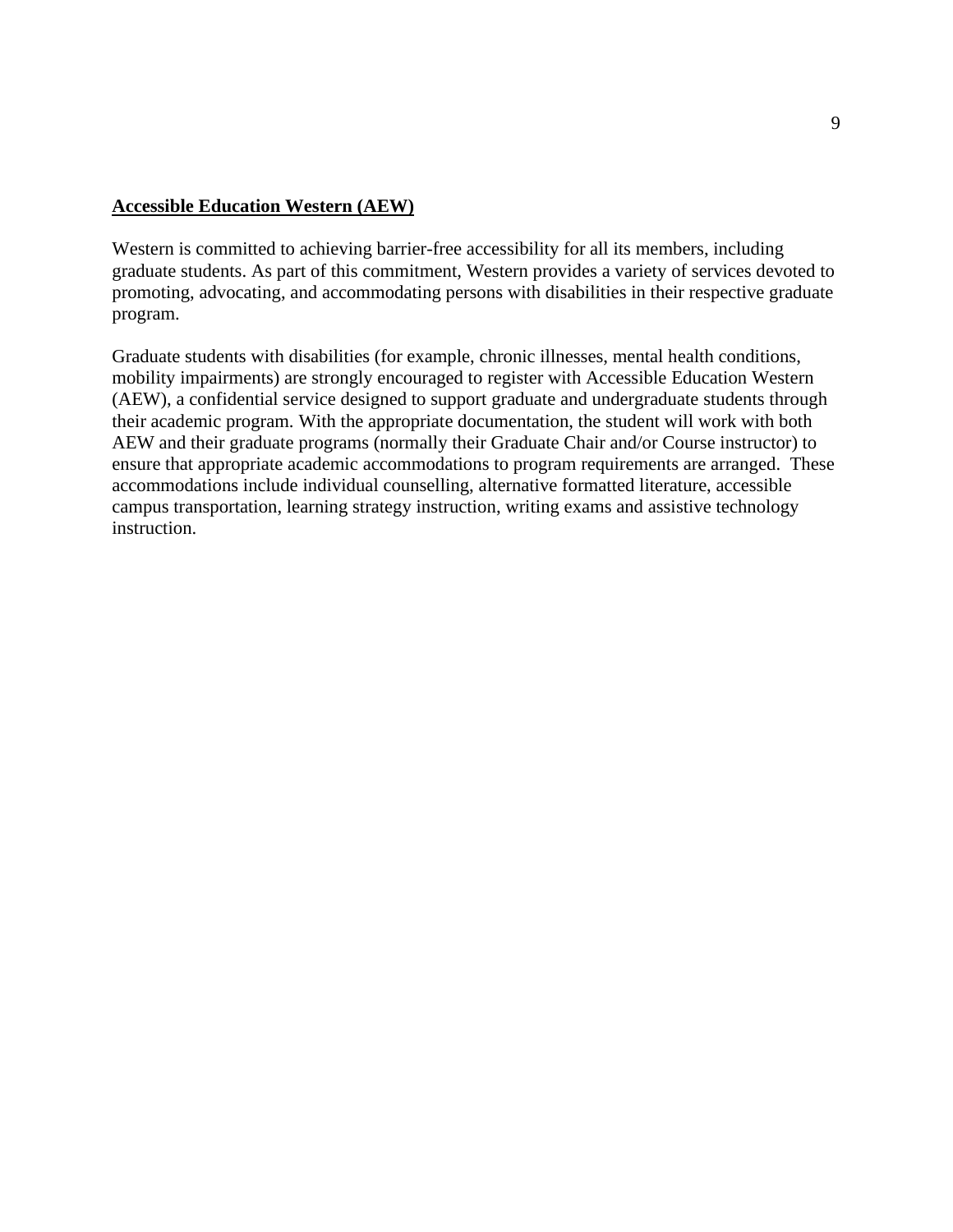**Accessible Education Western (AEW)**

Western is committed to achieving barrier-free accessibility for all its members, including graduate students. As part of this commitment, Western provides a variety of services devoted to promoting, advocating, and accommodating persons with disabilities in their respective graduate program.

Graduate students with disabilities (for example, chronic illnesses, mental health conditions, mobility impairments) are strongly encouraged to register with Accessible Education Western (AEW), a confidential service designed to support graduate and undergraduate students through their academic program. With the appropriate documentation, the student will work with both AEW and their graduate programs (normally their Graduate Chair and/or Course instructor) to ensure that appropriate academic accommodations to program requirements are arranged.  These accommodations include individual counselling, alternative formatted literature, accessible campus transportation, learning strategy instruction, writing exams and assistive technology instruction.